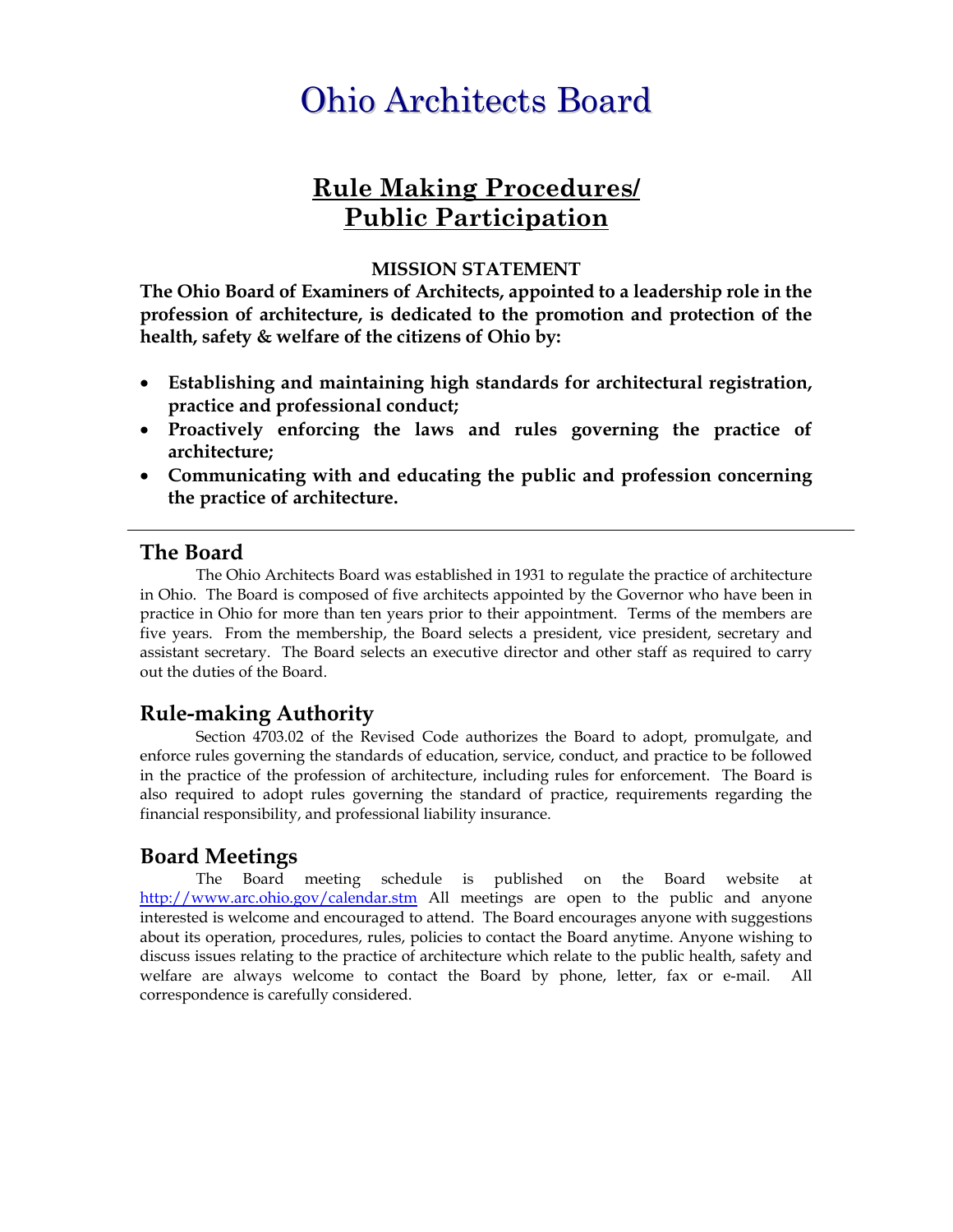# Ohio Architects Board

## Rule Making Procedures/ Public Participation

**MISSION STATEMENT**

**The Ohio Board of Examiners of Architects, appointed to a leadership role in the profession of architecture, is dedicated to the promotion and protection of the health, safety & welfare of the citizens of Ohio by:**

- **Establishing and maintaining high standards for architectural registration, practice and professional conduct;**
- **Proactively enforcing the laws and rules governing the practice of architecture;**
- **Communicating with and educating the public and profession concerning the practice of architecture.**

---

### The Board

The Ohio Architects Board was established in 1931 to regulate the practice of architecture in Ohio. The Board is composed of five architects appointed by the Governor who have been in practice in Ohio for more than ten years prior to their appointment. Terms of the members are five years. From the membership, the Board selects a president, vice president, secretary and assistant secretary. The Board selects an executive director and other staff as required to carry out the duties of the Board.

### Rule-making Authority

Section 4703.02 of the Revised Code authorizes the Board to adopt, promulgate, and enforce rules governing the standards of education, service, conduct, and practice to be followed in the practice of the profession of architecture, including rules for enforcement. The Board is also required to adopt rules governing the standard of practice, requirements regarding the financial responsibility, and professional liability insurance.

### Board Meetings

The Board meeting schedule is published on the Board website at http://www.arc.ohio.gov/calendar.stm All meetings are open to the public and anyone interested is welcome and encouraged to attend. The Board encourages anyone with suggestions about its operation, procedures, rules, policies to contact the Board anytime. Anyone wishing to discuss issues relating to the practice of architecture which relate to the public health, safety and welfare are always welcome to contact the Board by phone, letter, fax or e-mail. All correspondence is carefully considered.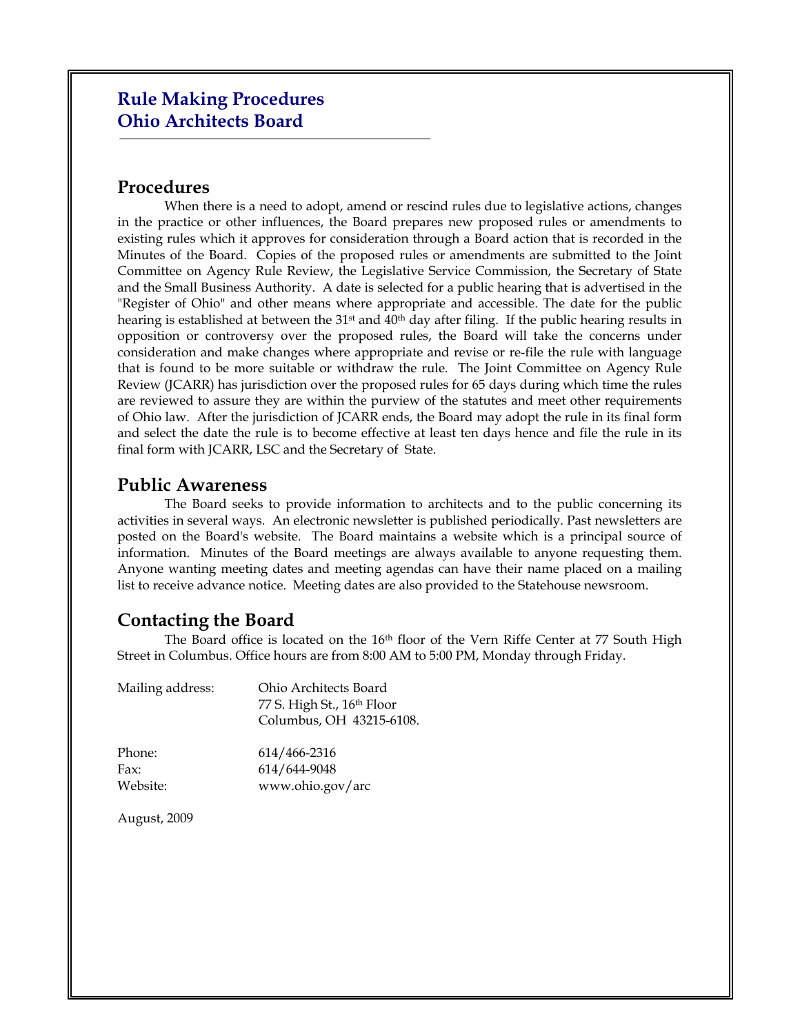## Rule Making Procedures
## Ohio Architects Board

### Procedures

When there is a need to adopt, amend or rescind rules due to legislative actions, changes in the practice or other influences, the Board prepares new proposed rules or amendments to existing rules which it approves for consideration through a Board action that is recorded in the Minutes of the Board. Copies of the proposed rules or amendments are submitted to the Joint Committee on Agency Rule Review, the Legislative Service Commission, the Secretary of State and the Small Business Authority. A date is selected for a public hearing that is advertised in the "Register of Ohio" and other means where appropriate and accessible. The date for the public hearing is established at between the 31st and 40th day after filing. If the public hearing results in opposition or controversy over the proposed rules, the Board will take the concerns under consideration and make changes where appropriate and revise or re-file the rule with language that is found to be more suitable or withdraw the rule. The Joint Committee on Agency Rule Review (JCARR) has jurisdiction over the proposed rules for 65 days during which time the rules are reviewed to assure they are within the purview of the statutes and meet other requirements of Ohio law. After the jurisdiction of JCARR ends, the Board may adopt the rule in its final form and select the date the rule is to become effective at least ten days hence and file the rule in its final form with JCARR, LSC and the Secretary of State.

### Public Awareness

The Board seeks to provide information to architects and to the public concerning its activities in several ways. An electronic newsletter is published periodically. Past newsletters are posted on the Board's website. The Board maintains a website which is a principal source of information. Minutes of the Board meetings are always available to anyone requesting them. Anyone wanting meeting dates and meeting agendas can have their name placed on a mailing list to receive advance notice. Meeting dates are also provided to the Statehouse newsroom.

### Contacting the Board

The Board office is located on the 16th floor of the Vern Riffe Center at 77 South High Street in Columbus. Office hours are from 8:00 AM to 5:00 PM, Monday through Friday.

| | |
|---|---|
| Mailing address: | Ohio Architects Board<br>77 S. High St., 16th Floor<br>Columbus, OH 43215-6108. |
| Phone: | 614/466-2316 |
| Fax: | 614/644-9048 |
| Website: | www.ohio.gov/arc |

August, 2009